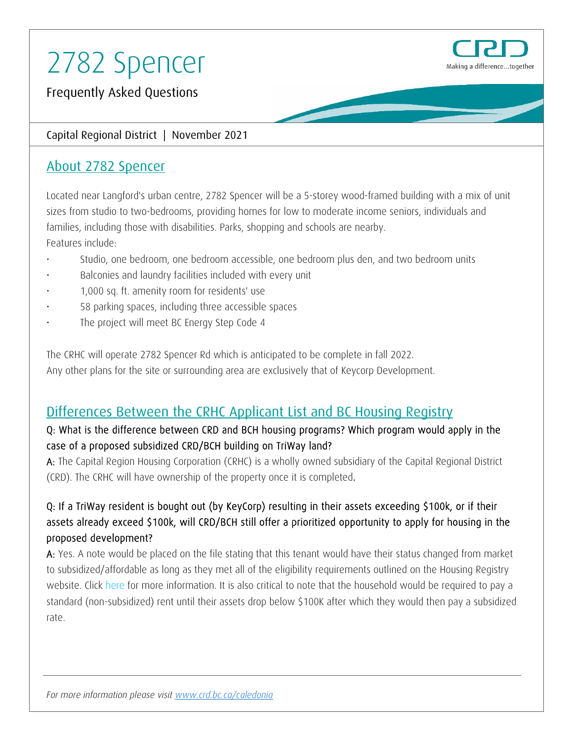# 2782 Spencer

Frequently Asked Questions

Capital Regional District | November 2021

## About 2782 Spencer

Located near Langford's urban centre, 2782 Spencer will be a 5-storey wood-framed building with a mix of unit sizes from studio to two-bedrooms, providing homes for low to moderate income seniors, individuals and families, including those with disabilities. Parks, shopping and schools are nearby.
Features include:

- Studio, one bedroom, one bedroom accessible, one bedroom plus den, and two bedroom units
- Balconies and laundry facilities included with every unit
- 1,000 sq. ft. amenity room for residents' use
- 58 parking spaces, including three accessible spaces
- The project will meet BC Energy Step Code 4

The CRHC will operate 2782 Spencer Rd which is anticipated to be complete in fall 2022.
Any other plans for the site or surrounding area are exclusively that of Keycorp Development.

## Differences Between the CRHC Applicant List and BC Housing Registry

**Q: What is the difference between CRD and BCH housing programs? Which program would apply in the case of a proposed subsidized CRD/BCH building on TriWay land?**

**A:** The Capital Region Housing Corporation (CRHC) is a wholly owned subsidiary of the Capital Regional District (CRD). The CRHC will have ownership of the property once it is completed.

**Q: If a TriWay resident is bought out (by KeyCorp) resulting in their assets exceeding $100k, or if their assets already exceed $100k, will CRD/BCH still offer a prioritized opportunity to apply for housing in the proposed development?**

**A:** Yes. A note would be placed on the file stating that this tenant would have their status changed from market to subsidized/affordable as long as they met all of the eligibility requirements outlined on the Housing Registry website. Click here for more information. It is also critical to note that the household would be required to pay a standard (non-subsidized) rent until their assets drop below $100K after which they would then pay a subsidized rate.

*For more information please visit www.crd.bc.ca/caledonia*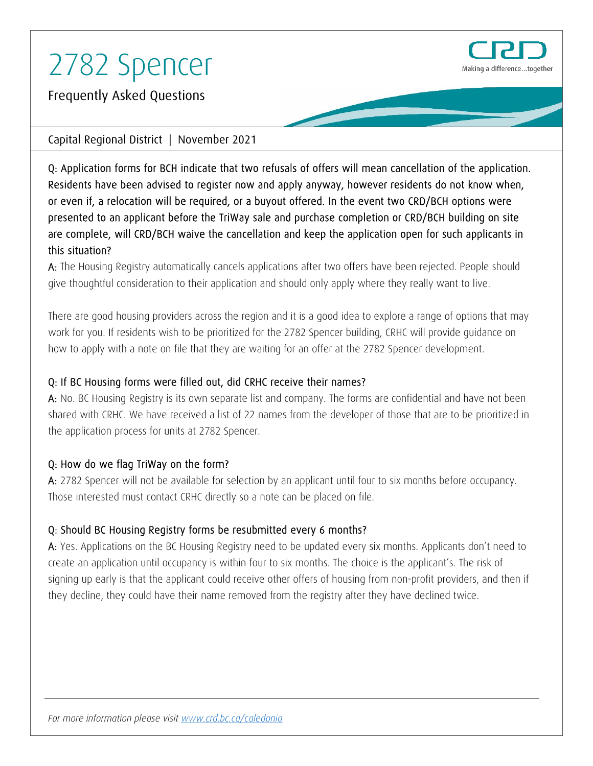# 2782 Spencer

Frequently Asked Questions

Capital Regional District | November 2021

Q: Application forms for BCH indicate that two refusals of offers will mean cancellation of the application. Residents have been advised to register now and apply anyway, however residents do not know when, or even if, a relocation will be required, or a buyout offered. In the event two CRD/BCH options were presented to an applicant before the TriWay sale and purchase completion or CRD/BCH building on site are complete, will CRD/BCH waive the cancellation and keep the application open for such applicants in this situation?

A: The Housing Registry automatically cancels applications after two offers have been rejected. People should give thoughtful consideration to their application and should only apply where they really want to live.

There are good housing providers across the region and it is a good idea to explore a range of options that may work for you. If residents wish to be prioritized for the 2782 Spencer building, CRHC will provide guidance on how to apply with a note on file that they are waiting for an offer at the 2782 Spencer development.

Q: If BC Housing forms were filled out, did CRHC receive their names?

A: No. BC Housing Registry is its own separate list and company. The forms are confidential and have not been shared with CRHC. We have received a list of 22 names from the developer of those that are to be prioritized in the application process for units at 2782 Spencer.

Q: How do we flag TriWay on the form?

A: 2782 Spencer will not be available for selection by an applicant until four to six months before occupancy. Those interested must contact CRHC directly so a note can be placed on file.

Q: Should BC Housing Registry forms be resubmitted every 6 months?

A: Yes. Applications on the BC Housing Registry need to be updated every six months. Applicants don't need to create an application until occupancy is within four to six months. The choice is the applicant's. The risk of signing up early is that the applicant could receive other offers of housing from non-profit providers, and then if they decline, they could have their name removed from the registry after they have declined twice.

*For more information please visit www.crd.bc.ca/caledonia*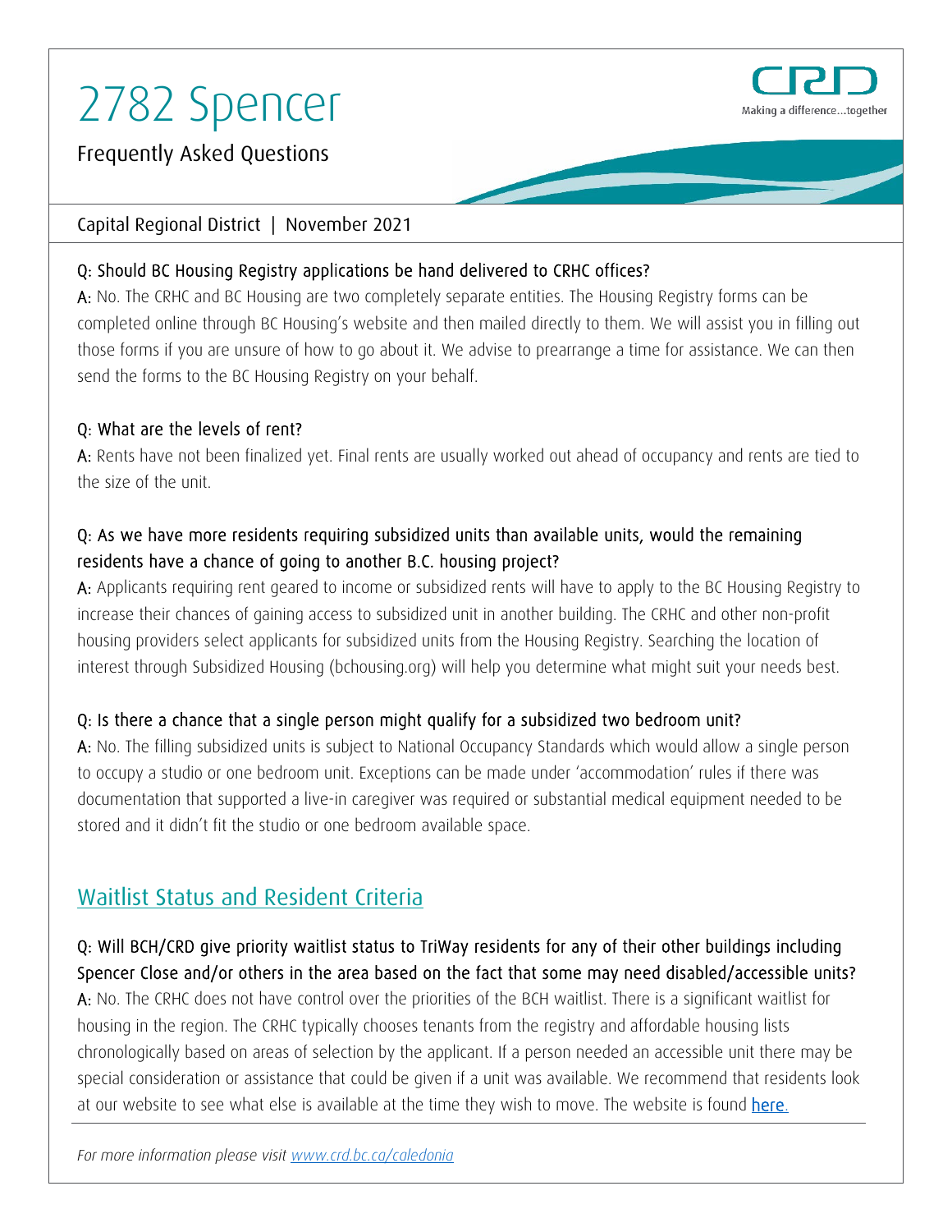# 2782 Spencer

Frequently Asked Questions

Capital Regional District | November 2021

**Q: Should BC Housing Registry applications be hand delivered to CRHC offices?**

**A:** No. The CRHC and BC Housing are two completely separate entities. The Housing Registry forms can be completed online through BC Housing's website and then mailed directly to them. We will assist you in filling out those forms if you are unsure of how to go about it. We advise to prearrange a time for assistance. We can then send the forms to the BC Housing Registry on your behalf.

**Q: What are the levels of rent?**

**A:** Rents have not been finalized yet. Final rents are usually worked out ahead of occupancy and rents are tied to the size of the unit.

**Q: As we have more residents requiring subsidized units than available units, would the remaining residents have a chance of going to another B.C. housing project?**

**A:** Applicants requiring rent geared to income or subsidized rents will have to apply to the BC Housing Registry to increase their chances of gaining access to subsidized unit in another building. The CRHC and other non-profit housing providers select applicants for subsidized units from the Housing Registry. Searching the location of interest through Subsidized Housing (bchousing.org) will help you determine what might suit your needs best.

**Q: Is there a chance that a single person might qualify for a subsidized two bedroom unit?**

**A:** No. The filling subsidized units is subject to National Occupancy Standards which would allow a single person to occupy a studio or one bedroom unit. Exceptions can be made under 'accommodation' rules if there was documentation that supported a live-in caregiver was required or substantial medical equipment needed to be stored and it didn't fit the studio or one bedroom available space.

## Waitlist Status and Resident Criteria

**Q: Will BCH/CRD give priority waitlist status to TriWay residents for any of their other buildings including Spencer Close and/or others in the area based on the fact that some may need disabled/accessible units?**

**A:** No. The CRHC does not have control over the priorities of the BCH waitlist. There is a significant waitlist for housing in the region. The CRHC typically chooses tenants from the registry and affordable housing lists chronologically based on areas of selection by the applicant. If a person needed an accessible unit there may be special consideration or assistance that could be given if a unit was available. We recommend that residents look at our website to see what else is available at the time they wish to move. The website is found [here.]()

*For more information please visit [www.crd.bc.ca/caledonia](www.crd.bc.ca/caledonia)*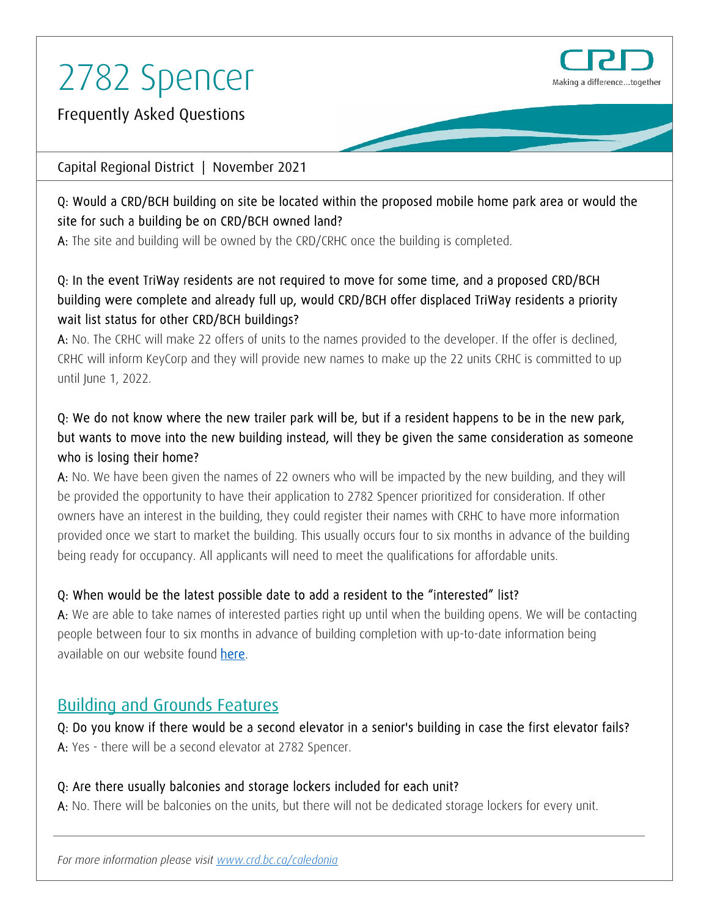# 2782 Spencer

Frequently Asked Questions

Capital Regional District | November 2021

Q: Would a CRD/BCH building on site be located within the proposed mobile home park area or would the site for such a building be on CRD/BCH owned land?

A: The site and building will be owned by the CRD/CRHC once the building is completed.

Q: In the event TriWay residents are not required to move for some time, and a proposed CRD/BCH building were complete and already full up, would CRD/BCH offer displaced TriWay residents a priority wait list status for other CRD/BCH buildings?

A: No. The CRHC will make 22 offers of units to the names provided to the developer. If the offer is declined, CRHC will inform KeyCorp and they will provide new names to make up the 22 units CRHC is committed to up until June 1, 2022.

Q: We do not know where the new trailer park will be, but if a resident happens to be in the new park, but wants to move into the new building instead, will they be given the same consideration as someone who is losing their home?

A: No. We have been given the names of 22 owners who will be impacted by the new building, and they will be provided the opportunity to have their application to 2782 Spencer prioritized for consideration. If other owners have an interest in the building, they could register their names with CRHC to have more information provided once we start to market the building. This usually occurs four to six months in advance of the building being ready for occupancy. All applicants will need to meet the qualifications for affordable units.

Q: When would be the latest possible date to add a resident to the "interested" list?

A: We are able to take names of interested parties right up until when the building opens. We will be contacting people between four to six months in advance of building completion with up-to-date information being available on our website found here.

## Building and Grounds Features

Q: Do you know if there would be a second elevator in a senior's building in case the first elevator fails?

A: Yes - there will be a second elevator at 2782 Spencer.

Q: Are there usually balconies and storage lockers included for each unit?

A: No. There will be balconies on the units, but there will not be dedicated storage lockers for every unit.

*For more information please visit www.crd.bc.ca/caledonia*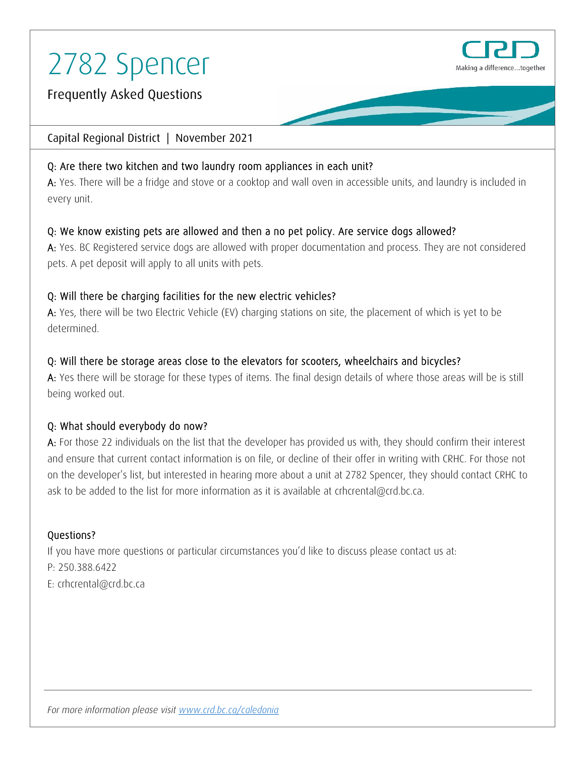# 2782 Spencer

## Frequently Asked Questions

Capital Regional District | November 2021

**Q: Are there two kitchen and two laundry room appliances in each unit?**

**A:** Yes. There will be a fridge and stove or a cooktop and wall oven in accessible units, and laundry is included in every unit.

**Q: We know existing pets are allowed and then a no pet policy. Are service dogs allowed?**

**A:** Yes. BC Registered service dogs are allowed with proper documentation and process. They are not considered pets. A pet deposit will apply to all units with pets.

**Q: Will there be charging facilities for the new electric vehicles?**

**A:** Yes, there will be two Electric Vehicle (EV) charging stations on site, the placement of which is yet to be determined.

**Q: Will there be storage areas close to the elevators for scooters, wheelchairs and bicycles?**

**A:** Yes there will be storage for these types of items. The final design details of where those areas will be is still being worked out.

**Q: What should everybody do now?**

**A:** For those 22 individuals on the list that the developer has provided us with, they should confirm their interest and ensure that current contact information is on file, or decline of their offer in writing with CRHC. For those not on the developer's list, but interested in hearing more about a unit at 2782 Spencer, they should contact CRHC to ask to be added to the list for more information as it is available at crhcrental@crd.bc.ca.

### Questions?

If you have more questions or particular circumstances you'd like to discuss please contact us at:

P: 250.388.6422

E: crhcrental@crd.bc.ca

*For more information please visit [www.crd.bc.ca/caledonia](www.crd.bc.ca/caledonia)*